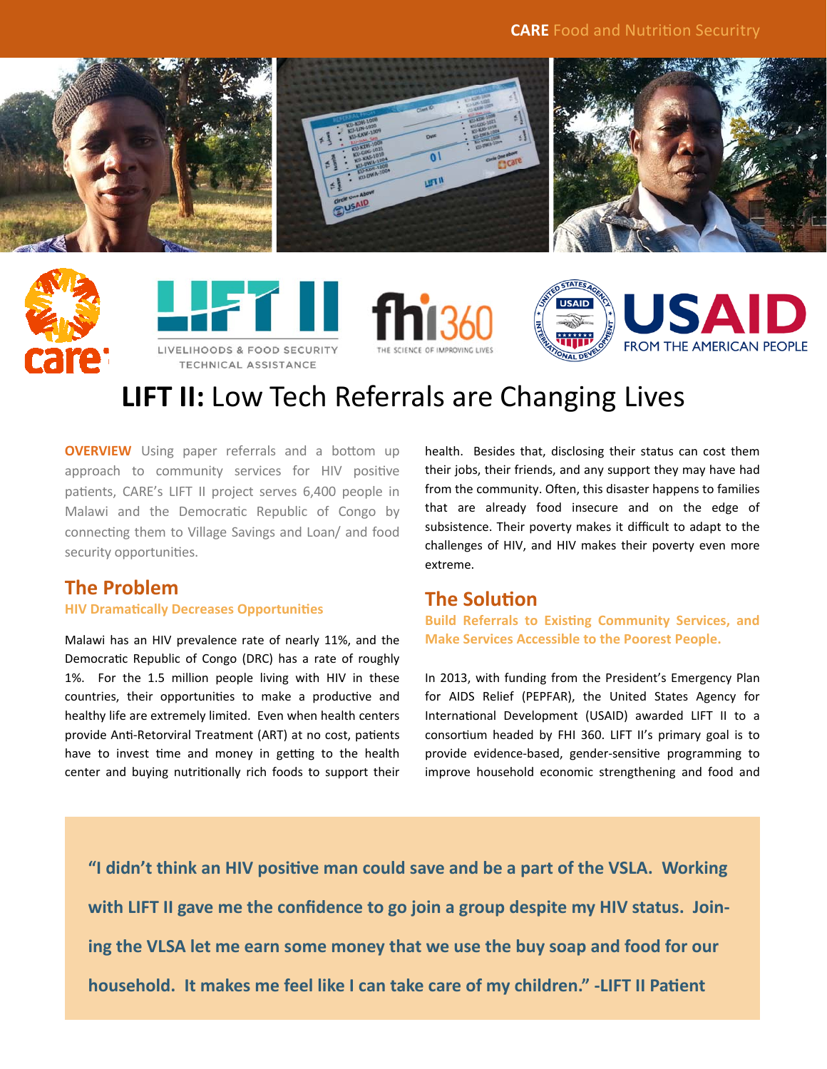# LIFT II: Low Tech Referrals are Changing Lives

**OVERVIEW** Using paper referrals and a bottom up approach to community services for HIV positive patients, CARE's LIFT II project serves 6,400 people in Malawi and the Democratic Republic of Congo by connecting them to Village Savings and Loan/ and food security opportunities.

## The Problem

### HIV Dramatically Decreases Opportunities

Malawi has an HIV prevalence rate of nearly 11%, and the Democratic Republic of Congo (DRC) has a rate of roughly 1%. For the 1.5 million people living with HIV in these countries, their opportunities to make a productive and healthy life are extremely limited. Even when health centers provide Anti-Retoviral Treatment (ART) at no cost, patients have to invest time and money in getting to the health center and buying nutritionally rich foods to support their health. Besides that, disclosing their status can cost them their jobs, their friends, and any support they may have had from the community. Often, this disaster happens to families that are already food insecure and on the edge of subsistence. Their poverty makes it difficult to adapt to the challenges of HIV, and HIV makes their poverty even more extreme.

## The Solution

### Build Referrals to Existing Community Services, and Make Services Accessible to the Poorest People.

In 2013, with funding from the President's Emergency Plan for AIDS Relief (PEPFAR), the United States Agency for International Development (USAID) awarded LIFT II to a consortium headed by FHI 360. LIFT II's primary goal is to provide evidence-based, gender-sensitive programming to improve household economic strengthening and food and

> **"I didn't think an HIV positive man could save and be a part of the VSLA. Working with LIFT II gave me the confidence to go join a group despite my HIV status. Joining the VLSA let me earn some money that we use the buy soap and food for our household. It makes me feel like I can take care of my children." -LIFT II Patient**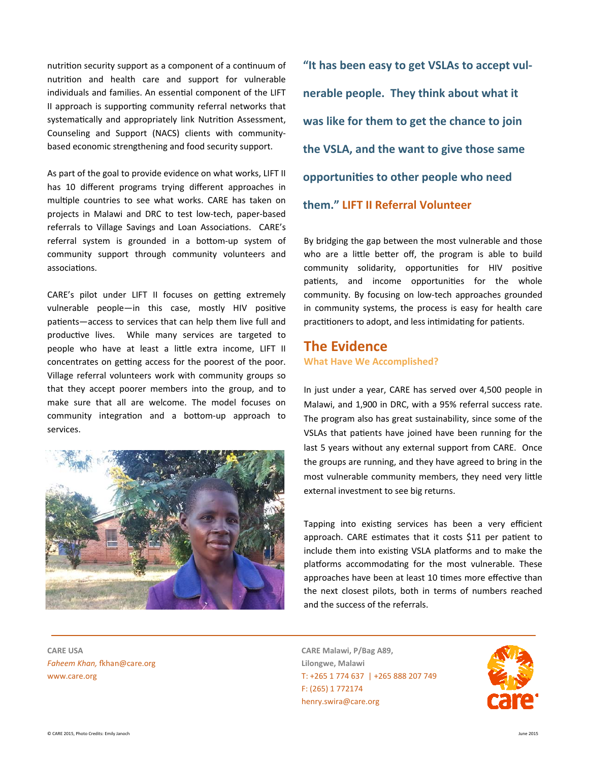nutrition security support as a component of a continuum of nutrition and health care and support for vulnerable individuals and families. An essential component of the LIFT II approach is supporting community referral networks that systematically and appropriately link Nutrition Assessment, Counseling and Support (NACS) clients with community-based economic strengthening and food security support.

As part of the goal to provide evidence on what works, LIFT II has 10 different programs trying different approaches in multiple countries to see what works. CARE has taken on projects in Malawi and DRC to test low-tech, paper-based referrals to Village Savings and Loan Associations. CARE's referral system is grounded in a bottom-up system of community support through community volunteers and associations.

CARE's pilot under LIFT II focuses on getting extremely vulnerable people—in this case, mostly HIV positive patients—access to services that can help them live full and productive lives. While many services are targeted to people who have at least a little extra income, LIFT II concentrates on getting access for the poorest of the poor. Village referral volunteers work with community groups so that they accept poorer members into the group, and to make sure that all are welcome. The model focuses on community integration and a bottom-up approach to services.

**"It has been easy to get VSLAs to accept vulnerable people. They think about what it was like for them to get the chance to join the VSLA, and the want to give those same opportunities to other people who need them."** **LIFT II Referral Volunteer**

By bridging the gap between the most vulnerable and those who are a little better off, the program is able to build community solidarity, opportunities for HIV positive patients, and income opportunities for the whole community. By focusing on low-tech approaches grounded in community systems, the process is easy for health care practitioners to adopt, and less intimidating for patients.

## The Evidence

### What Have We Accomplished?

In just under a year, CARE has served over 4,500 people in Malawi, and 1,900 in DRC, with a 95% referral success rate. The program also has great sustainability, since some of the VSLAs that patients have joined have been running for the last 5 years without any external support from CARE. Once the groups are running, and they have agreed to bring in the most vulnerable community members, they need very little external investment to see big returns.

Tapping into existing services has been a very efficient approach. CARE estimates that it costs $11 per patient to include them into existing VSLA platforms and to make the platforms accommodating for the most vulnerable. These approaches have been at least 10 times more effective than the next closest pilots, both in terms of numbers reached and the success of the referrals.

**CARE USA**
*Faheem Khan,* fkhan@care.org
www.care.org

**CARE Malawi, P/Bag A89,**
**Lilongwe, Malawi**
T: +265 1 774 637 | +265 888 207 749
F: (265) 1 772174
henry.swira@care.org

care

© CARE 2015, Photo Credits: Emily Janoch

June 2015